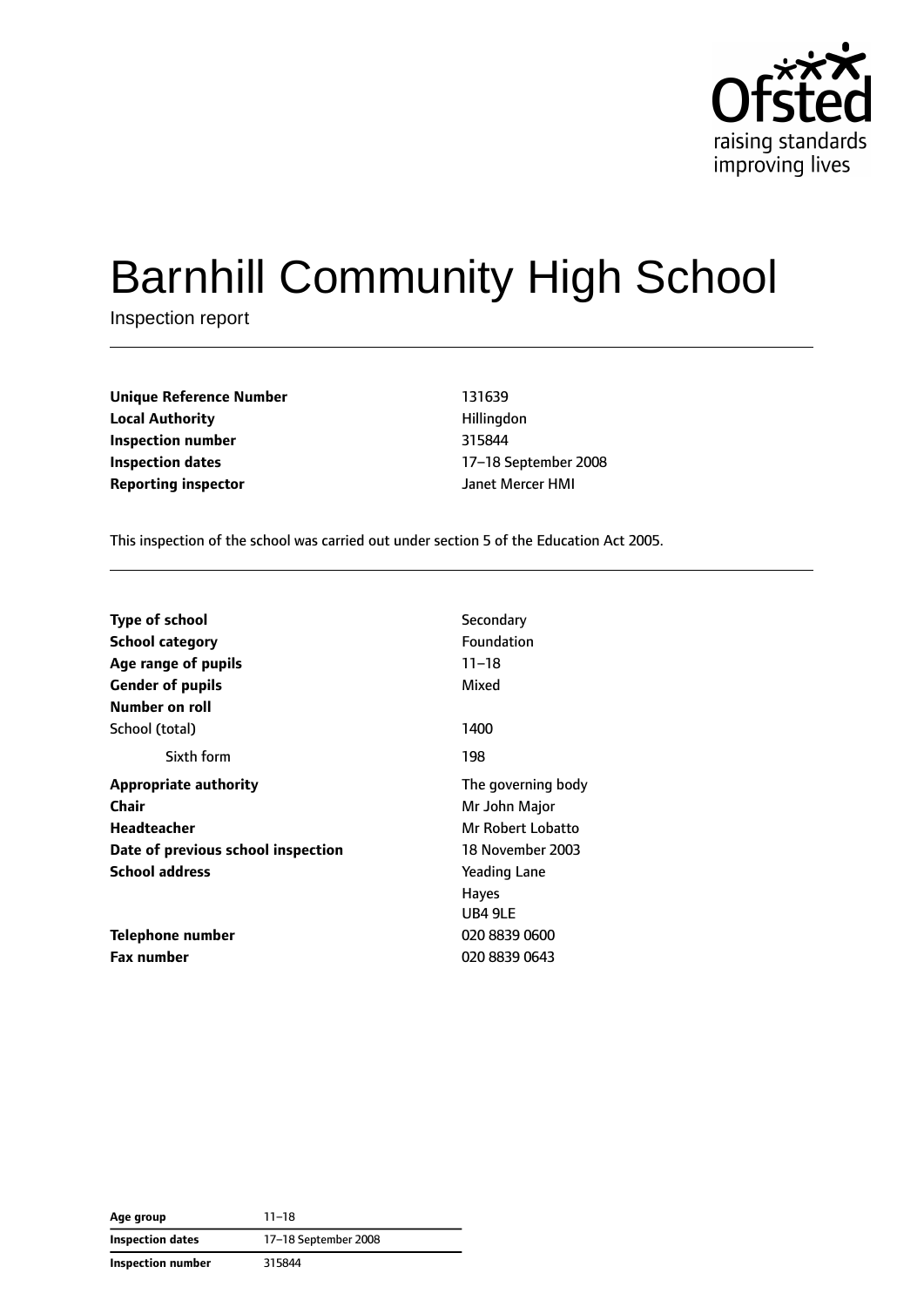# Barnhill Community High School

Inspection report

| | |
|---|---|
| **Unique Reference Number** | 131639 |
| **Local Authority** | Hillingdon |
| **Inspection number** | 315844 |
| **Inspection dates** | 17–18 September 2008 |
| **Reporting inspector** | Janet Mercer HMI |

This inspection of the school was carried out under section 5 of the Education Act 2005.

| | |
|---|---|
| **Type of school** | Secondary |
| **School category** | Foundation |
| **Age range of pupils** | 11–18 |
| **Gender of pupils** | Mixed |
| **Number on roll** | |
| School (total) | 1400 |
| Sixth form | 198 |
| **Appropriate authority** | The governing body |
| **Chair** | Mr John Major |
| **Headteacher** | Mr Robert Lobatto |
| **Date of previous school inspection** | 18 November 2003 |
| **School address** | Yeading Lane<br>Hayes<br>UB4 9LE |
| **Telephone number** | 020 8839 0600 |
| **Fax number** | 020 8839 0643 |

| | |
|---|---|
| **Age group** | 11–18 |
| **Inspection dates** | 17–18 September 2008 |
| **Inspection number** | 315844 |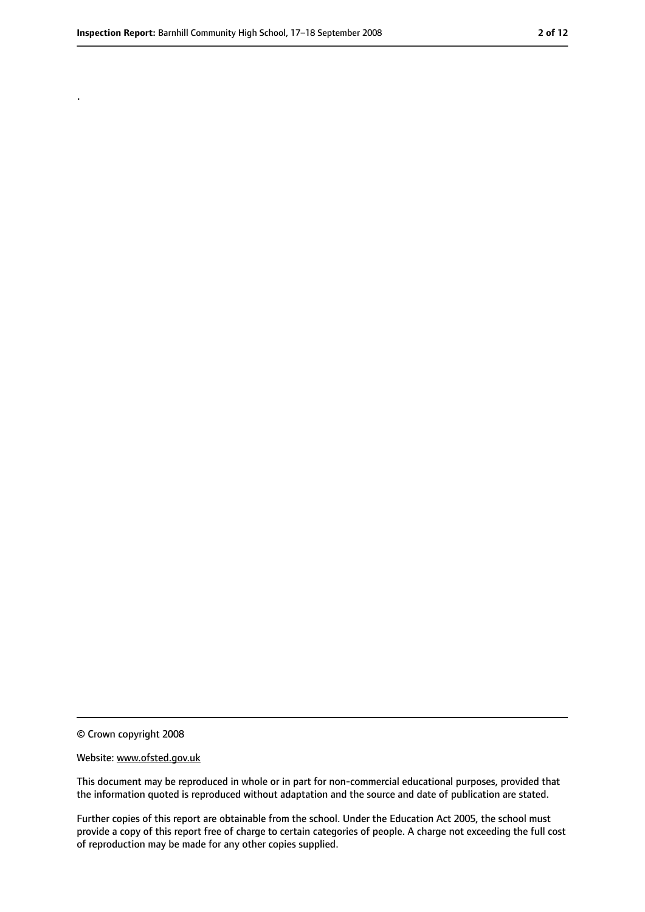.

© Crown copyright 2008

Website: www.ofsted.gov.uk

This document may be reproduced in whole or in part for non-commercial educational purposes, provided that the information quoted is reproduced without adaptation and the source and date of publication are stated.

Further copies of this report are obtainable from the school. Under the Education Act 2005, the school must provide a copy of this report free of charge to certain categories of people. A charge not exceeding the full cost of reproduction may be made for any other copies supplied.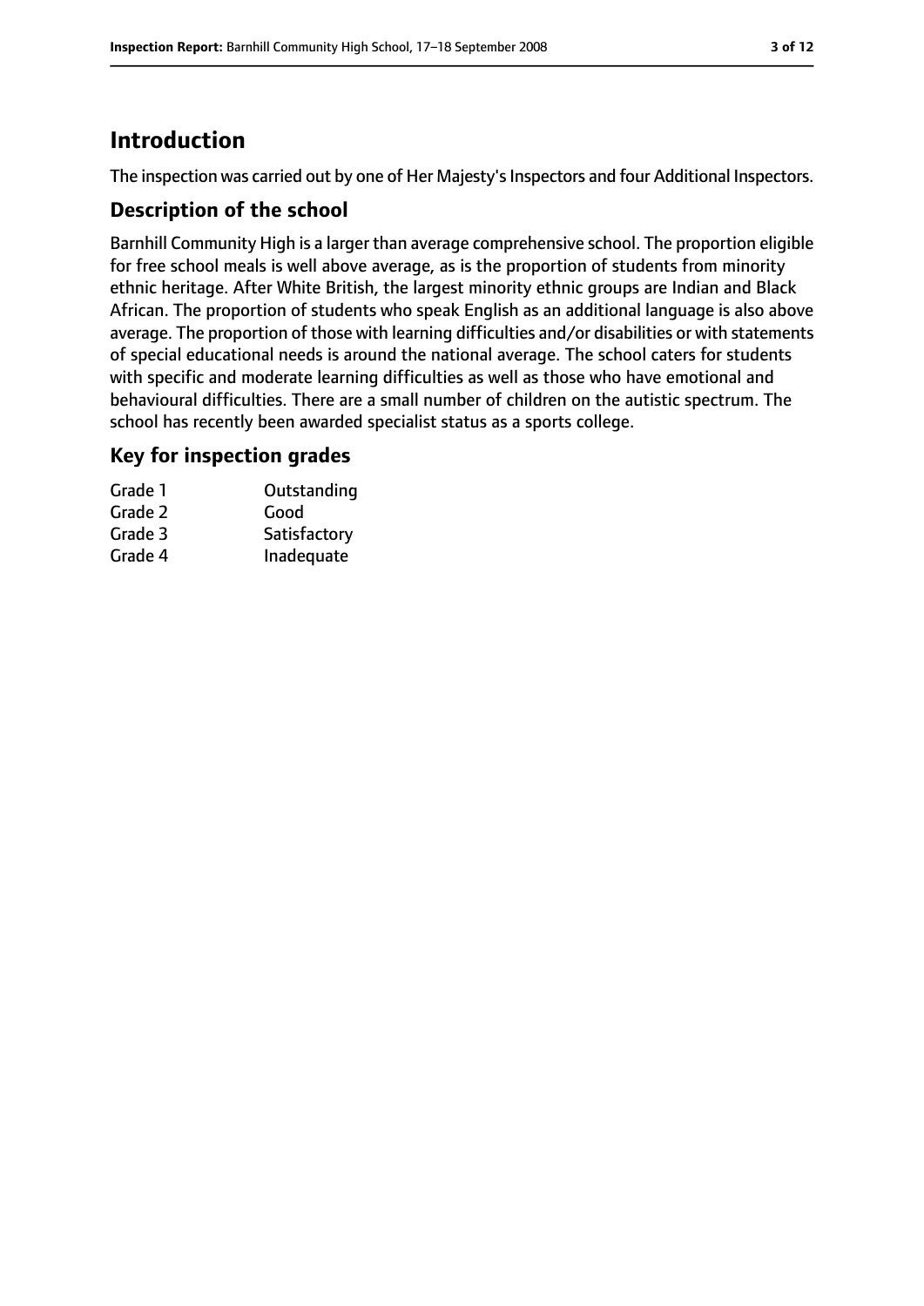# Introduction

The inspection was carried out by one of Her Majesty's Inspectors and four Additional Inspectors.

## Description of the school

Barnhill Community High is a larger than average comprehensive school. The proportion eligible for free school meals is well above average, as is the proportion of students from minority ethnic heritage. After White British, the largest minority ethnic groups are Indian and Black African. The proportion of students who speak English as an additional language is also above average. The proportion of those with learning difficulties and/or disabilities or with statements of special educational needs is around the national average. The school caters for students with specific and moderate learning difficulties as well as those who have emotional and behavioural difficulties. There are a small number of children on the autistic spectrum. The school has recently been awarded specialist status as a sports college.

## Key for inspection grades

| | |
|---|---|
| Grade 1 | Outstanding |
| Grade 2 | Good |
| Grade 3 | Satisfactory |
| Grade 4 | Inadequate |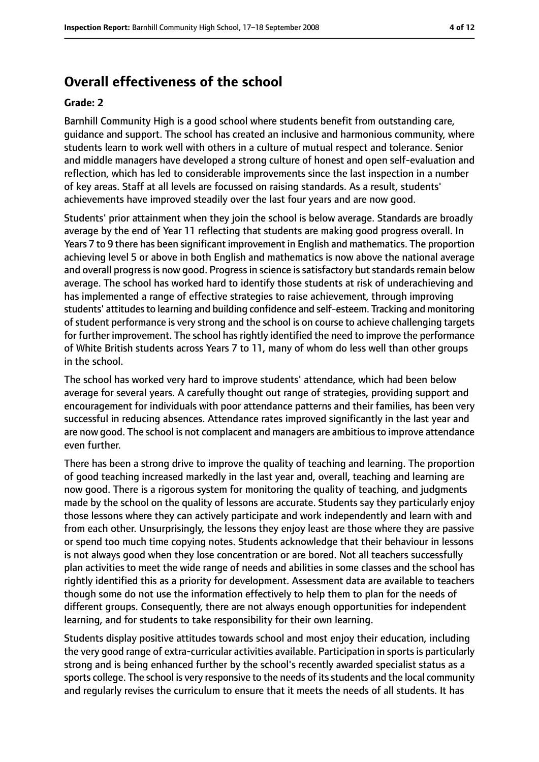## Overall effectiveness of the school

### Grade: 2

Barnhill Community High is a good school where students benefit from outstanding care, guidance and support. The school has created an inclusive and harmonious community, where students learn to work well with others in a culture of mutual respect and tolerance. Senior and middle managers have developed a strong culture of honest and open self-evaluation and reflection, which has led to considerable improvements since the last inspection in a number of key areas. Staff at all levels are focussed on raising standards. As a result, students' achievements have improved steadily over the last four years and are now good.

Students' prior attainment when they join the school is below average. Standards are broadly average by the end of Year 11 reflecting that students are making good progress overall. In Years 7 to 9 there has been significant improvement in English and mathematics. The proportion achieving level 5 or above in both English and mathematics is now above the national average and overall progress is now good. Progress in science is satisfactory but standards remain below average. The school has worked hard to identify those students at risk of underachieving and has implemented a range of effective strategies to raise achievement, through improving students' attitudes to learning and building confidence and self-esteem. Tracking and monitoring of student performance is very strong and the school is on course to achieve challenging targets for further improvement. The school has rightly identified the need to improve the performance of White British students across Years 7 to 11, many of whom do less well than other groups in the school.

The school has worked very hard to improve students' attendance, which had been below average for several years. A carefully thought out range of strategies, providing support and encouragement for individuals with poor attendance patterns and their families, has been very successful in reducing absences. Attendance rates improved significantly in the last year and are now good. The school is not complacent and managers are ambitious to improve attendance even further.

There has been a strong drive to improve the quality of teaching and learning. The proportion of good teaching increased markedly in the last year and, overall, teaching and learning are now good. There is a rigorous system for monitoring the quality of teaching, and judgments made by the school on the quality of lessons are accurate. Students say they particularly enjoy those lessons where they can actively participate and work independently and learn with and from each other. Unsurprisingly, the lessons they enjoy least are those where they are passive or spend too much time copying notes. Students acknowledge that their behaviour in lessons is not always good when they lose concentration or are bored. Not all teachers successfully plan activities to meet the wide range of needs and abilities in some classes and the school has rightly identified this as a priority for development. Assessment data are available to teachers though some do not use the information effectively to help them to plan for the needs of different groups. Consequently, there are not always enough opportunities for independent learning, and for students to take responsibility for their own learning.

Students display positive attitudes towards school and most enjoy their education, including the very good range of extra-curricular activities available. Participation in sports is particularly strong and is being enhanced further by the school's recently awarded specialist status as a sports college. The school is very responsive to the needs of its students and the local community and regularly revises the curriculum to ensure that it meets the needs of all students. It has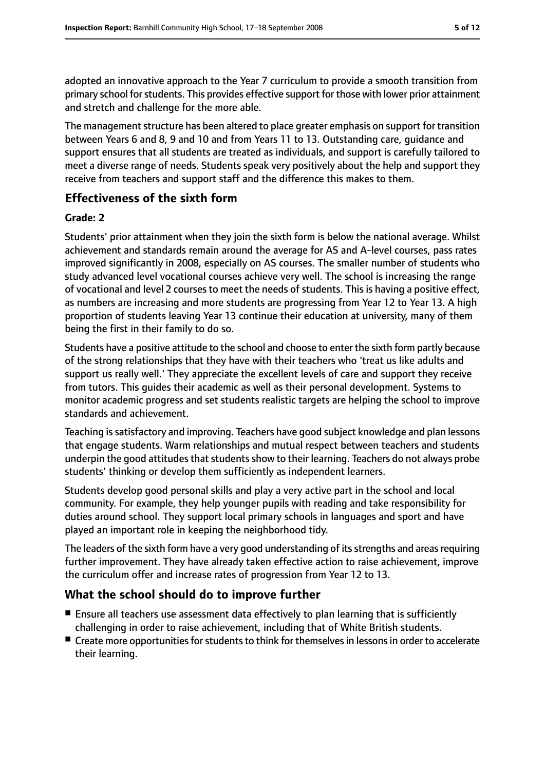adopted an innovative approach to the Year 7 curriculum to provide a smooth transition from primary school for students. This provides effective support for those with lower prior attainment and stretch and challenge for the more able.

The management structure has been altered to place greater emphasis on support for transition between Years 6 and 8, 9 and 10 and from Years 11 to 13. Outstanding care, guidance and support ensures that all students are treated as individuals, and support is carefully tailored to meet a diverse range of needs. Students speak very positively about the help and support they receive from teachers and support staff and the difference this makes to them.

## Effectiveness of the sixth form

**Grade: 2**

Students' prior attainment when they join the sixth form is below the national average. Whilst achievement and standards remain around the average for AS and A-level courses, pass rates improved significantly in 2008, especially on AS courses. The smaller number of students who study advanced level vocational courses achieve very well. The school is increasing the range of vocational and level 2 courses to meet the needs of students. This is having a positive effect, as numbers are increasing and more students are progressing from Year 12 to Year 13. A high proportion of students leaving Year 13 continue their education at university, many of them being the first in their family to do so.

Students have a positive attitude to the school and choose to enter the sixth form partly because of the strong relationships that they have with their teachers who 'treat us like adults and support us really well.' They appreciate the excellent levels of care and support they receive from tutors. This guides their academic as well as their personal development. Systems to monitor academic progress and set students realistic targets are helping the school to improve standards and achievement.

Teaching is satisfactory and improving. Teachers have good subject knowledge and plan lessons that engage students. Warm relationships and mutual respect between teachers and students underpin the good attitudes that students show to their learning. Teachers do not always probe students' thinking or develop them sufficiently as independent learners.

Students develop good personal skills and play a very active part in the school and local community. For example, they help younger pupils with reading and take responsibility for duties around school. They support local primary schools in languages and sport and have played an important role in keeping the neighborhood tidy.

The leaders of the sixth form have a very good understanding of its strengths and areas requiring further improvement. They have already taken effective action to raise achievement, improve the curriculum offer and increase rates of progression from Year 12 to 13.

## What the school should do to improve further

- Ensure all teachers use assessment data effectively to plan learning that is sufficiently challenging in order to raise achievement, including that of White British students.
- Create more opportunities for students to think for themselves in lessons in order to accelerate their learning.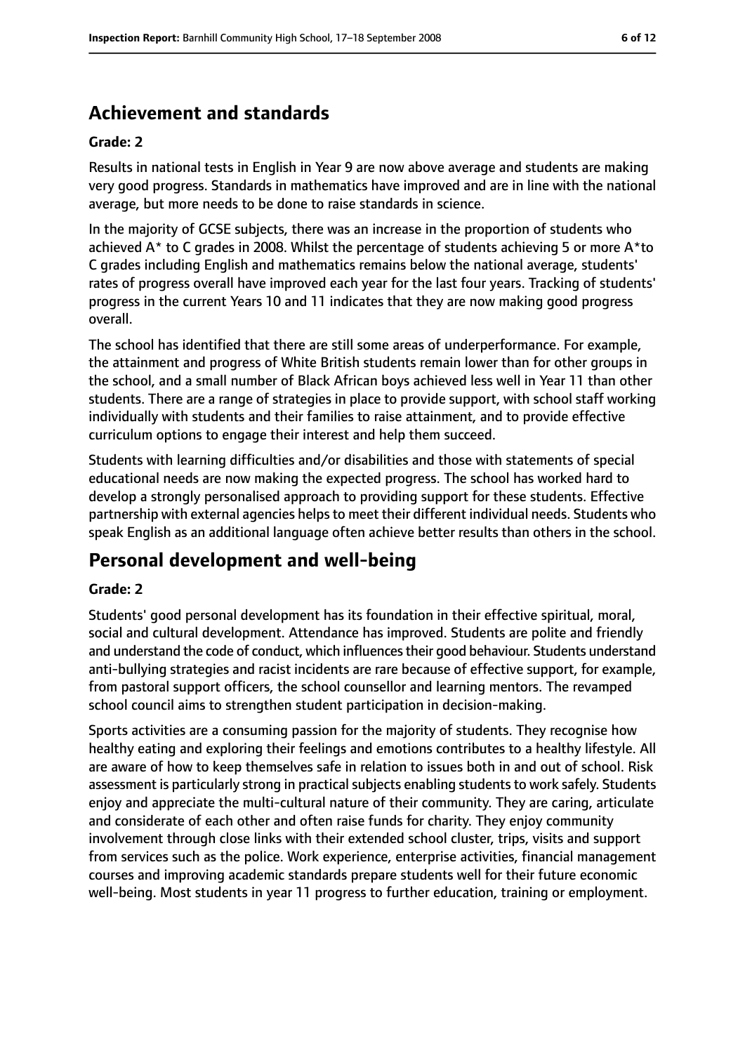## Achievement and standards

### Grade: 2

Results in national tests in English in Year 9 are now above average and students are making very good progress. Standards in mathematics have improved and are in line with the national average, but more needs to be done to raise standards in science.

In the majority of GCSE subjects, there was an increase in the proportion of students who achieved A* to C grades in 2008. Whilst the percentage of students achieving 5 or more A*to C grades including English and mathematics remains below the national average, students' rates of progress overall have improved each year for the last four years. Tracking of students' progress in the current Years 10 and 11 indicates that they are now making good progress overall.

The school has identified that there are still some areas of underperformance. For example, the attainment and progress of White British students remain lower than for other groups in the school, and a small number of Black African boys achieved less well in Year 11 than other students. There are a range of strategies in place to provide support, with school staff working individually with students and their families to raise attainment, and to provide effective curriculum options to engage their interest and help them succeed.

Students with learning difficulties and/or disabilities and those with statements of special educational needs are now making the expected progress. The school has worked hard to develop a strongly personalised approach to providing support for these students. Effective partnership with external agencies helps to meet their different individual needs. Students who speak English as an additional language often achieve better results than others in the school.

## Personal development and well-being

### Grade: 2

Students' good personal development has its foundation in their effective spiritual, moral, social and cultural development. Attendance has improved. Students are polite and friendly and understand the code of conduct, which influences their good behaviour. Students understand anti-bullying strategies and racist incidents are rare because of effective support, for example, from pastoral support officers, the school counsellor and learning mentors. The revamped school council aims to strengthen student participation in decision-making.

Sports activities are a consuming passion for the majority of students. They recognise how healthy eating and exploring their feelings and emotions contributes to a healthy lifestyle. All are aware of how to keep themselves safe in relation to issues both in and out of school. Risk assessment is particularly strong in practical subjects enabling students to work safely. Students enjoy and appreciate the multi-cultural nature of their community. They are caring, articulate and considerate of each other and often raise funds for charity. They enjoy community involvement through close links with their extended school cluster, trips, visits and support from services such as the police. Work experience, enterprise activities, financial management courses and improving academic standards prepare students well for their future economic well-being. Most students in year 11 progress to further education, training or employment.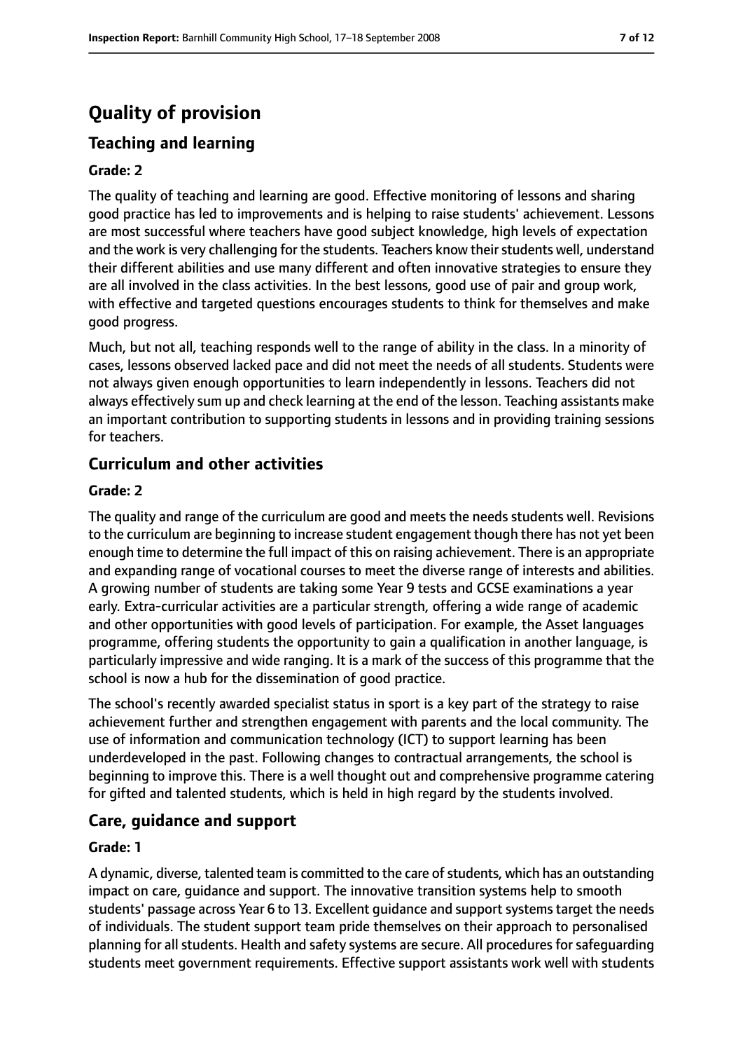# Quality of provision

## Teaching and learning

### Grade: 2

The quality of teaching and learning are good. Effective monitoring of lessons and sharing good practice has led to improvements and is helping to raise students' achievement. Lessons are most successful where teachers have good subject knowledge, high levels of expectation and the work is very challenging for the students. Teachers know their students well, understand their different abilities and use many different and often innovative strategies to ensure they are all involved in the class activities. In the best lessons, good use of pair and group work, with effective and targeted questions encourages students to think for themselves and make good progress.

Much, but not all, teaching responds well to the range of ability in the class. In a minority of cases, lessons observed lacked pace and did not meet the needs of all students. Students were not always given enough opportunities to learn independently in lessons. Teachers did not always effectively sum up and check learning at the end of the lesson. Teaching assistants make an important contribution to supporting students in lessons and in providing training sessions for teachers.

## Curriculum and other activities

### Grade: 2

The quality and range of the curriculum are good and meets the needs students well. Revisions to the curriculum are beginning to increase student engagement though there has not yet been enough time to determine the full impact of this on raising achievement. There is an appropriate and expanding range of vocational courses to meet the diverse range of interests and abilities. A growing number of students are taking some Year 9 tests and GCSE examinations a year early. Extra-curricular activities are a particular strength, offering a wide range of academic and other opportunities with good levels of participation. For example, the Asset languages programme, offering students the opportunity to gain a qualification in another language, is particularly impressive and wide ranging. It is a mark of the success of this programme that the school is now a hub for the dissemination of good practice.

The school's recently awarded specialist status in sport is a key part of the strategy to raise achievement further and strengthen engagement with parents and the local community. The use of information and communication technology (ICT) to support learning has been underdeveloped in the past. Following changes to contractual arrangements, the school is beginning to improve this. There is a well thought out and comprehensive programme catering for gifted and talented students, which is held in high regard by the students involved.

## Care, guidance and support

### Grade: 1

A dynamic, diverse, talented team is committed to the care of students, which has an outstanding impact on care, guidance and support. The innovative transition systems help to smooth students' passage across Year 6 to 13. Excellent guidance and support systems target the needs of individuals. The student support team pride themselves on their approach to personalised planning for all students. Health and safety systems are secure. All procedures for safeguarding students meet government requirements. Effective support assistants work well with students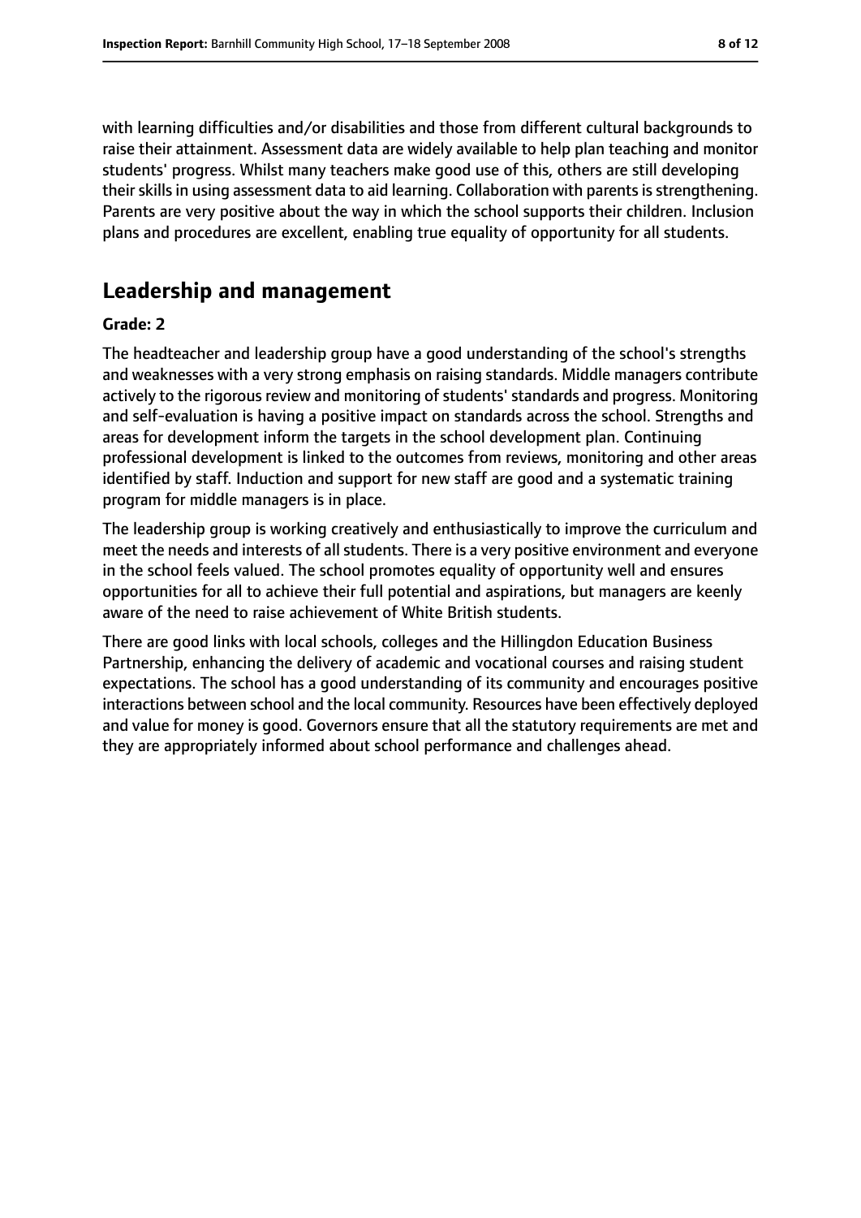with learning difficulties and/or disabilities and those from different cultural backgrounds to raise their attainment. Assessment data are widely available to help plan teaching and monitor students' progress. Whilst many teachers make good use of this, others are still developing their skills in using assessment data to aid learning. Collaboration with parents is strengthening. Parents are very positive about the way in which the school supports their children. Inclusion plans and procedures are excellent, enabling true equality of opportunity for all students.

## Leadership and management

**Grade: 2**

The headteacher and leadership group have a good understanding of the school's strengths and weaknesses with a very strong emphasis on raising standards. Middle managers contribute actively to the rigorous review and monitoring of students' standards and progress. Monitoring and self-evaluation is having a positive impact on standards across the school. Strengths and areas for development inform the targets in the school development plan. Continuing professional development is linked to the outcomes from reviews, monitoring and other areas identified by staff. Induction and support for new staff are good and a systematic training program for middle managers is in place.

The leadership group is working creatively and enthusiastically to improve the curriculum and meet the needs and interests of all students. There is a very positive environment and everyone in the school feels valued. The school promotes equality of opportunity well and ensures opportunities for all to achieve their full potential and aspirations, but managers are keenly aware of the need to raise achievement of White British students.

There are good links with local schools, colleges and the Hillingdon Education Business Partnership, enhancing the delivery of academic and vocational courses and raising student expectations. The school has a good understanding of its community and encourages positive interactions between school and the local community. Resources have been effectively deployed and value for money is good. Governors ensure that all the statutory requirements are met and they are appropriately informed about school performance and challenges ahead.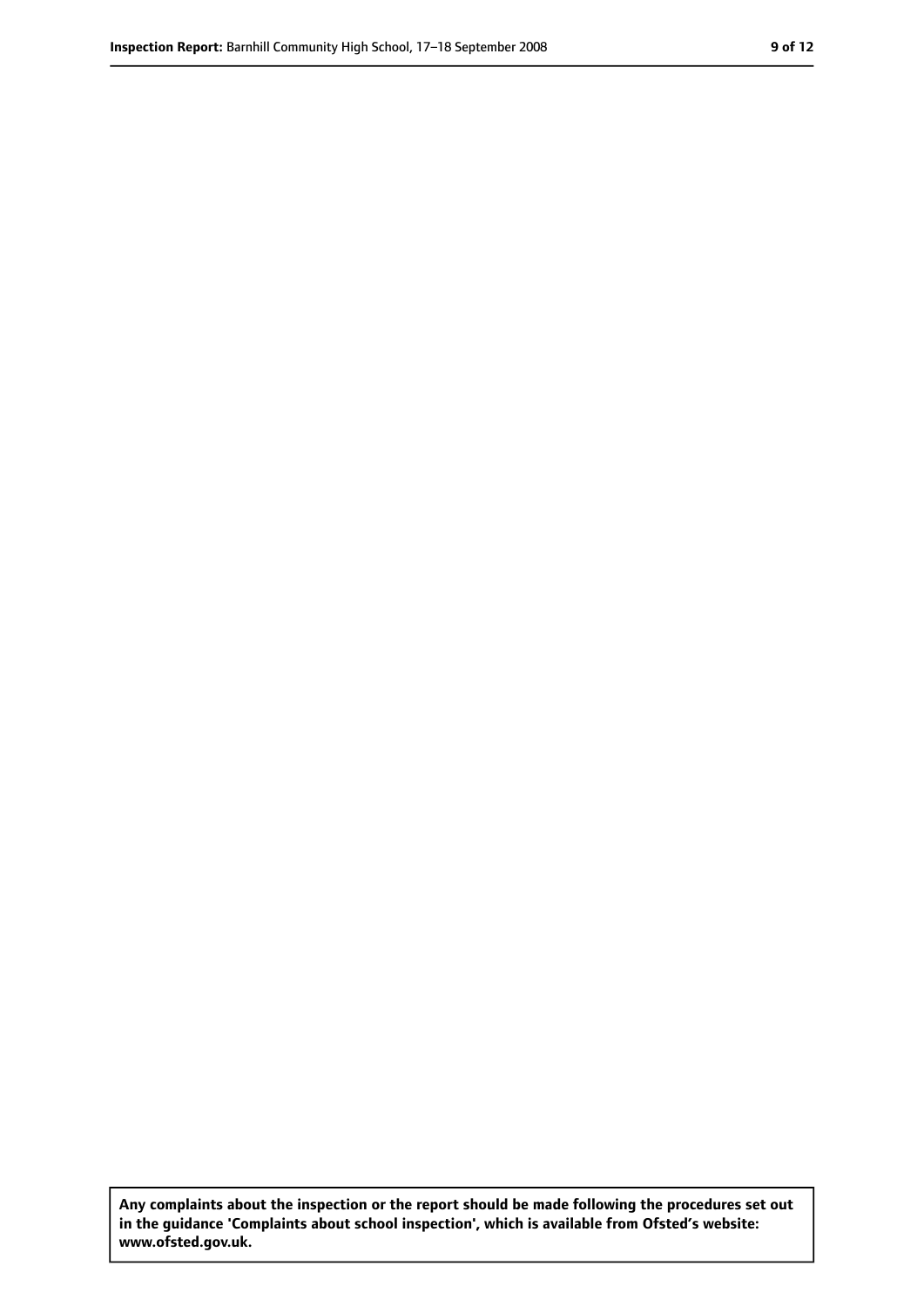**Any complaints about the inspection or the report should be made following the procedures set out in the guidance 'Complaints about school inspection', which is available from Ofsted's website: www.ofsted.gov.uk.**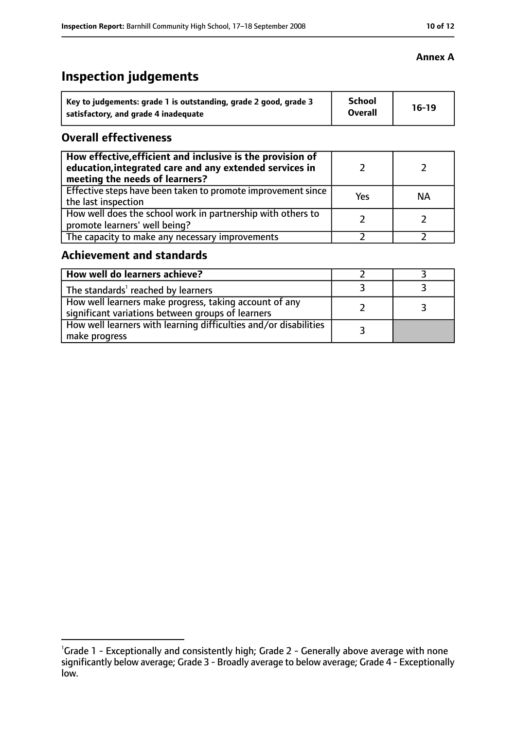**Annex A**

# Inspection judgements

| Key to judgements: grade 1 is outstanding, grade 2 good, grade 3 satisfactory, and grade 4 inadequate | School Overall | 16-19 |
|---|---|---|

## Overall effectiveness

| | | |
|---|---|---|
| **How effective, efficient and inclusive is the provision of education, integrated care and any extended services in meeting the needs of learners?** | 2 | 2 |
| Effective steps have been taken to promote improvement since the last inspection | Yes | NA |
| How well does the school work in partnership with others to promote learners' well being? | 2 | 2 |
| The capacity to make any necessary improvements | 2 | 2 |

## Achievement and standards

| | | |
|---|---|---|
| **How well do learners achieve?** | 2 | 3 |
| The standards[1] reached by learners | 3 | 3 |
| How well learners make progress, taking account of any significant variations between groups of learners | 2 | 3 |
| How well learners with learning difficulties and/or disabilities make progress | 3 | |

[1]Grade 1 - Exceptionally and consistently high; Grade 2 - Generally above average with none significantly below average; Grade 3 - Broadly average to below average; Grade 4 - Exceptionally low.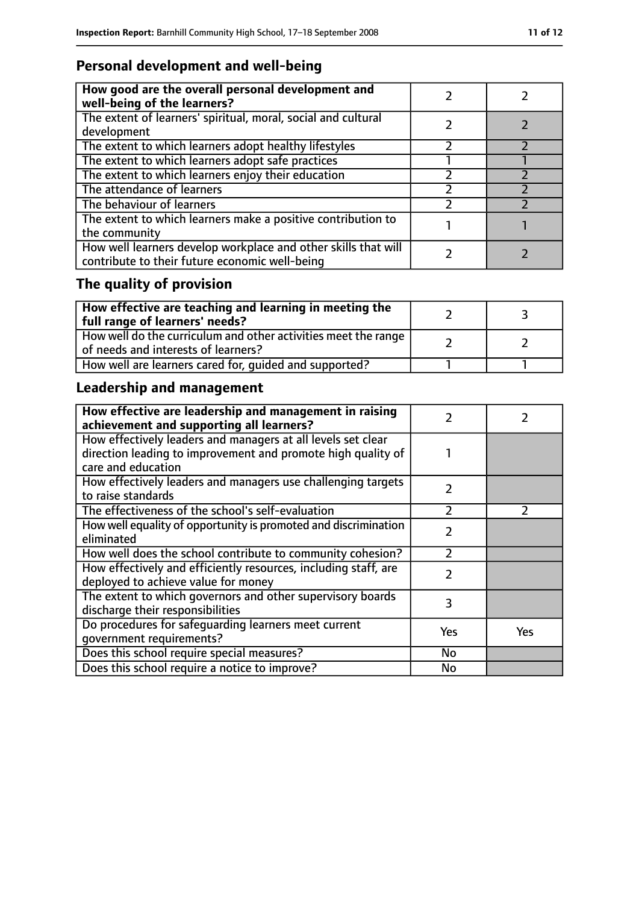## Personal development and well-being

| | | |
|---|---|---|
| **How good are the overall personal development and well-being of the learners?** | 2 | 2 |
| The extent of learners' spiritual, moral, social and cultural development | 2 | 2 |
| The extent to which learners adopt healthy lifestyles | 2 | 2 |
| The extent to which learners adopt safe practices | 1 | 1 |
| The extent to which learners enjoy their education | 2 | 2 |
| The attendance of learners | 2 | 2 |
| The behaviour of learners | 2 | 2 |
| The extent to which learners make a positive contribution to the community | 1 | 1 |
| How well learners develop workplace and other skills that will contribute to their future economic well-being | 2 | 2 |

## The quality of provision

| | | |
|---|---|---|
| **How effective are teaching and learning in meeting the full range of learners' needs?** | 2 | 3 |
| How well do the curriculum and other activities meet the range of needs and interests of learners? | 2 | 2 |
| How well are learners cared for, guided and supported? | 1 | 1 |

## Leadership and management

| | | |
|---|---|---|
| **How effective are leadership and management in raising achievement and supporting all learners?** | 2 | 2 |
| How effectively leaders and managers at all levels set clear direction leading to improvement and promote high quality of care and education | 1 | |
| How effectively leaders and managers use challenging targets to raise standards | 2 | |
| The effectiveness of the school's self-evaluation | 2 | 2 |
| How well equality of opportunity is promoted and discrimination eliminated | 2 | |
| How well does the school contribute to community cohesion? | 2 | |
| How effectively and efficiently resources, including staff, are deployed to achieve value for money | 2 | |
| The extent to which governors and other supervisory boards discharge their responsibilities | 3 | |
| Do procedures for safeguarding learners meet current government requirements? | Yes | Yes |
| Does this school require special measures? | No | |
| Does this school require a notice to improve? | No | |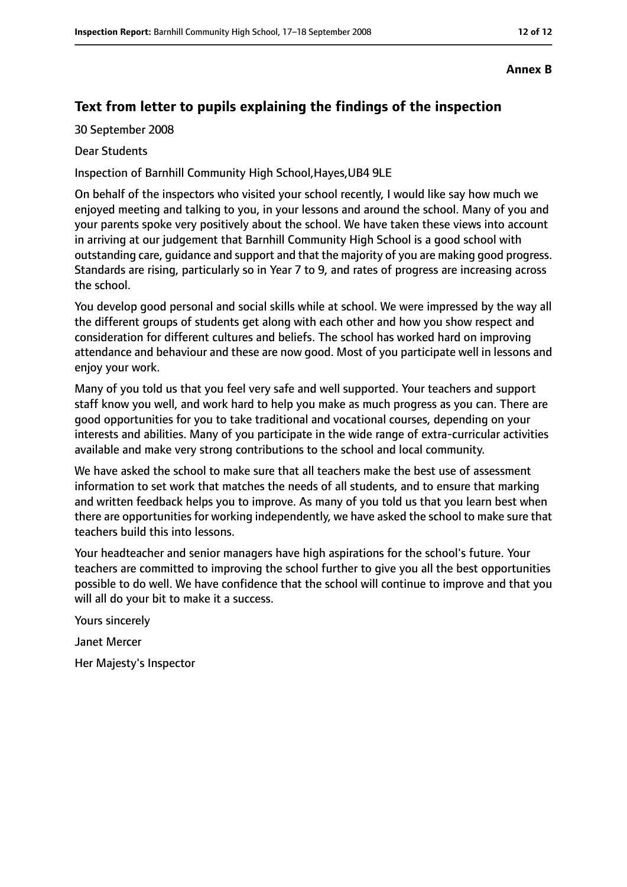**Annex B**

## Text from letter to pupils explaining the findings of the inspection

30 September 2008

Dear Students

Inspection of Barnhill Community High School,Hayes,UB4 9LE

On behalf of the inspectors who visited your school recently, I would like say how much we enjoyed meeting and talking to you, in your lessons and around the school. Many of you and your parents spoke very positively about the school. We have taken these views into account in arriving at our judgement that Barnhill Community High School is a good school with outstanding care, guidance and support and that the majority of you are making good progress. Standards are rising, particularly so in Year 7 to 9, and rates of progress are increasing across the school.

You develop good personal and social skills while at school. We were impressed by the way all the different groups of students get along with each other and how you show respect and consideration for different cultures and beliefs. The school has worked hard on improving attendance and behaviour and these are now good. Most of you participate well in lessons and enjoy your work.

Many of you told us that you feel very safe and well supported. Your teachers and support staff know you well, and work hard to help you make as much progress as you can. There are good opportunities for you to take traditional and vocational courses, depending on your interests and abilities. Many of you participate in the wide range of extra-curricular activities available and make very strong contributions to the school and local community.

We have asked the school to make sure that all teachers make the best use of assessment information to set work that matches the needs of all students, and to ensure that marking and written feedback helps you to improve. As many of you told us that you learn best when there are opportunities for working independently, we have asked the school to make sure that teachers build this into lessons.

Your headteacher and senior managers have high aspirations for the school's future. Your teachers are committed to improving the school further to give you all the best opportunities possible to do well. We have confidence that the school will continue to improve and that you will all do your bit to make it a success.

Yours sincerely

Janet Mercer

Her Majesty's Inspector